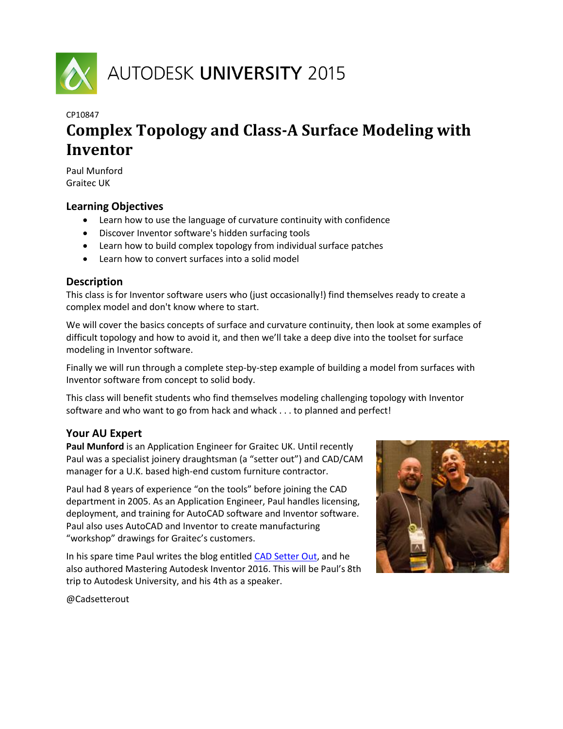AUTODESK UNIVERSITY 2015

CP10847

# Complex Topology and Class-A Surface Modeling with Inventor

Paul Munford
Graitec UK

## Learning Objectives

- Learn how to use the language of curvature continuity with confidence
- Discover Inventor software's hidden surfacing tools
- Learn how to build complex topology from individual surface patches
- Learn how to convert surfaces into a solid model

## Description

This class is for Inventor software users who (just occasionally!) find themselves ready to create a complex model and don't know where to start.

We will cover the basics concepts of surface and curvature continuity, then look at some examples of difficult topology and how to avoid it, and then we'll take a deep dive into the toolset for surface modeling in Inventor software.

Finally we will run through a complete step-by-step example of building a model from surfaces with Inventor software from concept to solid body.

This class will benefit students who find themselves modeling challenging topology with Inventor software and who want to go from hack and whack . . . to planned and perfect!

## Your AU Expert

**Paul Munford** is an Application Engineer for Graitec UK. Until recently Paul was a specialist joinery draughtsman (a "setter out") and CAD/CAM manager for a U.K. based high-end custom furniture contractor.

Paul had 8 years of experience "on the tools" before joining the CAD department in 2005. As an Application Engineer, Paul handles licensing, deployment, and training for AutoCAD software and Inventor software. Paul also uses AutoCAD and Inventor to create manufacturing "workshop" drawings for Graitec's customers.

In his spare time Paul writes the blog entitled CAD Setter Out, and he also authored Mastering Autodesk Inventor 2016. This will be Paul's 8th trip to Autodesk University, and his 4th as a speaker.

@Cadsetterout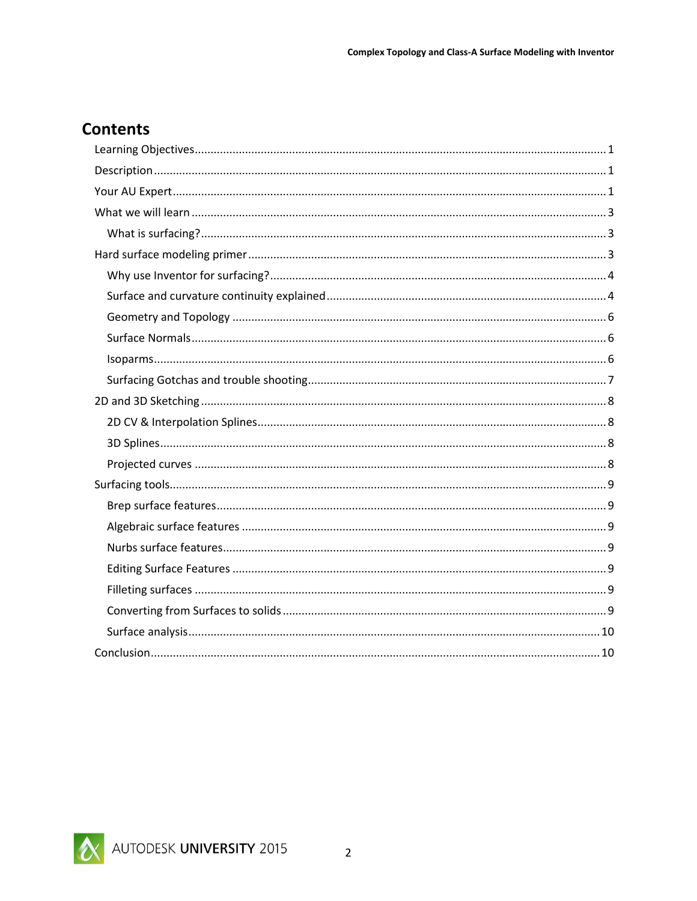# Contents

- Learning Objectives ..... 1
- Description ..... 1
- Your AU Expert ..... 1
- What we will learn ..... 3
  - What is surfacing? ..... 3
- Hard surface modeling primer ..... 3
  - Why use Inventor for surfacing? ..... 4
  - Surface and curvature continuity explained ..... 4
  - Geometry and Topology ..... 6
  - Surface Normals ..... 6
  - Isoparms ..... 6
  - Surfacing Gotchas and trouble shooting ..... 7
- 2D and 3D Sketching ..... 8
  - 2D CV & Interpolation Splines ..... 8
  - 3D Splines ..... 8
  - Projected curves ..... 8
- Surfacing tools ..... 9
  - Brep surface features ..... 9
  - Algebraic surface features ..... 9
  - Nurbs surface features ..... 9
  - Editing Surface Features ..... 9
  - Filleting surfaces ..... 9
  - Converting from Surfaces to solids ..... 9
  - Surface analysis ..... 10
- Conclusion ..... 10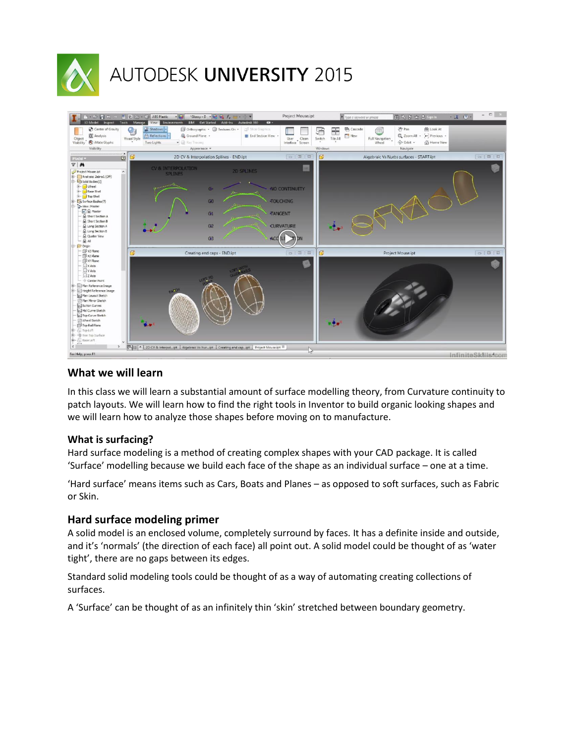# AUTODESK UNIVERSITY 2015

## What we will learn

In this class we will learn a substantial amount of surface modelling theory, from Curvature continuity to patch layouts. We will learn how to find the right tools in Inventor to build organic looking shapes and we will learn how to analyze those shapes before moving on to manufacture.

## What is surfacing?

Hard surface modeling is a method of creating complex shapes with your CAD package. It is called 'Surface' modelling because we build each face of the shape as an individual surface – one at a time.

'Hard surface' means items such as Cars, Boats and Planes – as opposed to soft surfaces, such as Fabric or Skin.

## Hard surface modeling primer

A solid model is an enclosed volume, completely surround by faces. It has a definite inside and outside, and it's 'normals' (the direction of each face) all point out. A solid model could be thought of as 'water tight', there are no gaps between its edges.

Standard solid modeling tools could be thought of as a way of automating creating collections of surfaces.

A 'Surface' can be thought of as an infinitely thin 'skin' stretched between boundary geometry.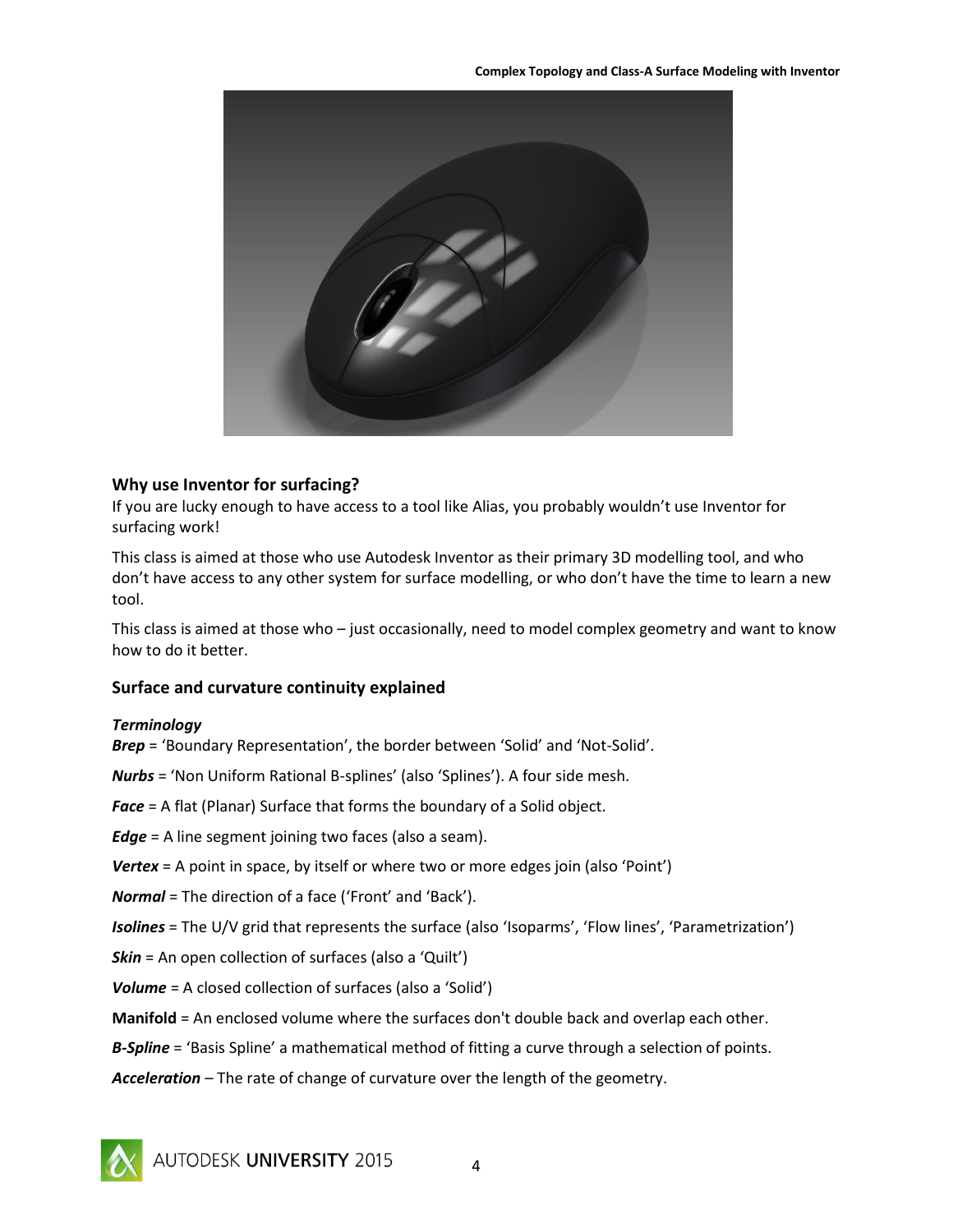## Why use Inventor for surfacing?

If you are lucky enough to have access to a tool like Alias, you probably wouldn't use Inventor for surfacing work!

This class is aimed at those who use Autodesk Inventor as their primary 3D modelling tool, and who don't have access to any other system for surface modelling, or who don't have the time to learn a new tool.

This class is aimed at those who – just occasionally, need to model complex geometry and want to know how to do it better.

## Surface and curvature continuity explained

### *Terminology*

***Brep*** = 'Boundary Representation', the border between 'Solid' and 'Not-Solid'.

***Nurbs*** = 'Non Uniform Rational B-splines' (also 'Splines'). A four side mesh.

***Face*** = A flat (Planar) Surface that forms the boundary of a Solid object.

***Edge*** = A line segment joining two faces (also a seam).

***Vertex*** = A point in space, by itself or where two or more edges join (also 'Point')

***Normal*** = The direction of a face ('Front' and 'Back').

***Isolines*** = The U/V grid that represents the surface (also 'Isoparms', 'Flow lines', 'Parametrization')

***Skin*** = An open collection of surfaces (also a 'Quilt')

***Volume*** = A closed collection of surfaces (also a 'Solid')

**Manifold** = An enclosed volume where the surfaces don't double back and overlap each other.

***B-Spline*** = 'Basis Spline' a mathematical method of fitting a curve through a selection of points.

***Acceleration*** – The rate of change of curvature over the length of the geometry.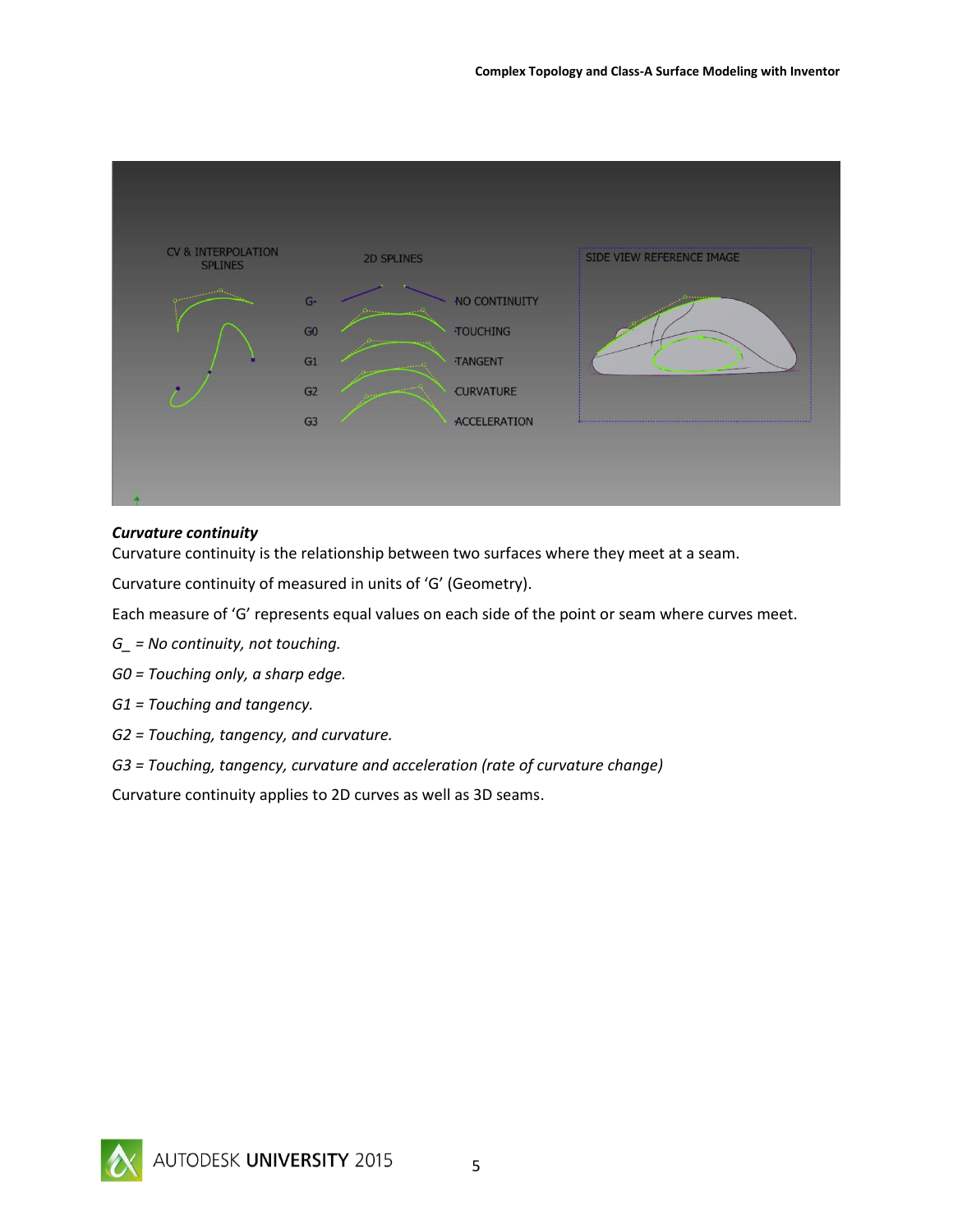***Curvature continuity***

Curvature continuity is the relationship between two surfaces where they meet at a seam.

Curvature continuity of measured in units of ‘G’ (Geometry).

Each measure of ‘G’ represents equal values on each side of the point or seam where curves meet.

*G_ = No continuity, not touching.*

*G0 = Touching only, a sharp edge.*

*G1 = Touching and tangency.*

*G2 = Touching, tangency, and curvature.*

*G3 = Touching, tangency, curvature and acceleration (rate of curvature change)*

Curvature continuity applies to 2D curves as well as 3D seams.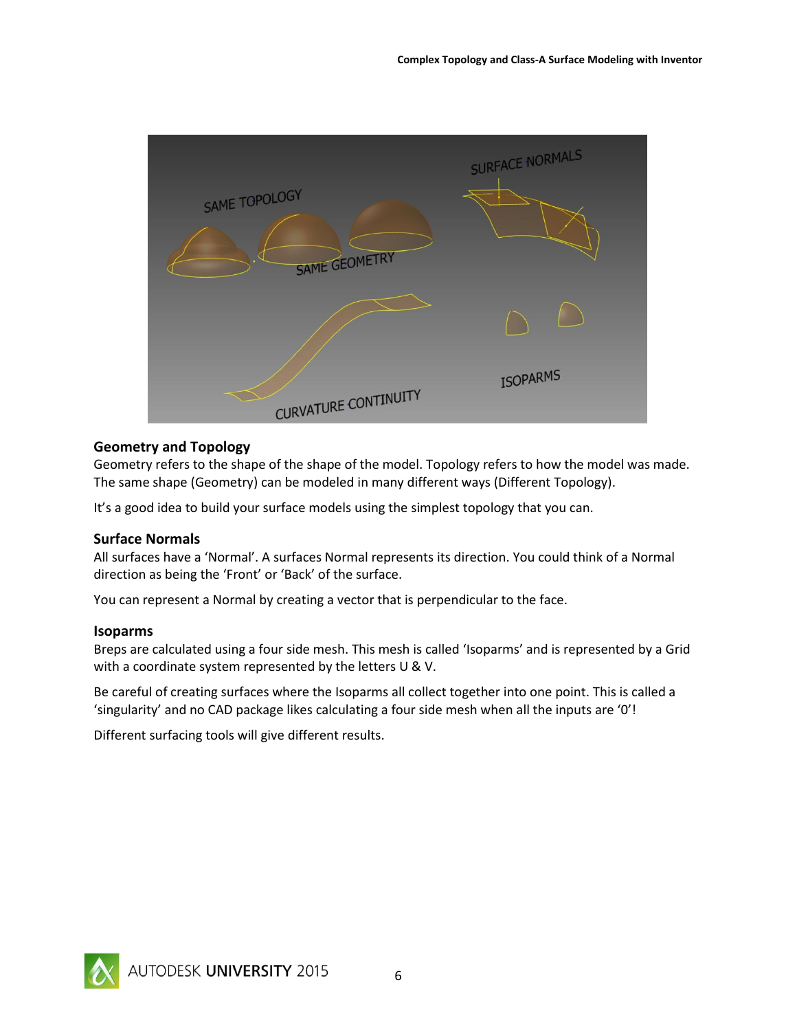### Geometry and Topology

Geometry refers to the shape of the shape of the model. Topology refers to how the model was made. The same shape (Geometry) can be modeled in many different ways (Different Topology).

It's a good idea to build your surface models using the simplest topology that you can.

### Surface Normals

All surfaces have a 'Normal'. A surfaces Normal represents its direction. You could think of a Normal direction as being the 'Front' or 'Back' of the surface.

You can represent a Normal by creating a vector that is perpendicular to the face.

### Isoparms

Breps are calculated using a four side mesh. This mesh is called 'Isoparms' and is represented by a Grid with a coordinate system represented by the letters U & V.

Be careful of creating surfaces where the Isoparms all collect together into one point. This is called a 'singularity' and no CAD package likes calculating a four side mesh when all the inputs are '0'!

Different surfacing tools will give different results.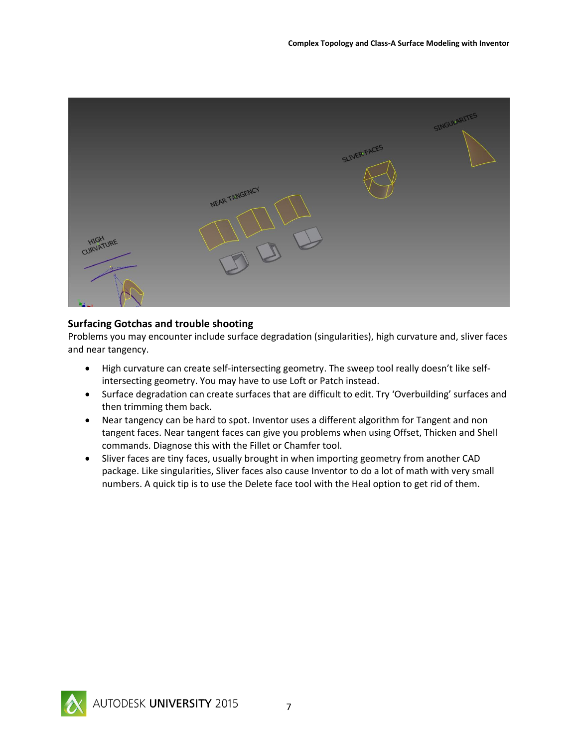## Surfacing Gotchas and trouble shooting

Problems you may encounter include surface degradation (singularities), high curvature and, sliver faces and near tangency.

- High curvature can create self-intersecting geometry. The sweep tool really doesn't like self-intersecting geometry. You may have to use Loft or Patch instead.
- Surface degradation can create surfaces that are difficult to edit. Try 'Overbuilding' surfaces and then trimming them back.
- Near tangency can be hard to spot. Inventor uses a different algorithm for Tangent and non tangent faces. Near tangent faces can give you problems when using Offset, Thicken and Shell commands. Diagnose this with the Fillet or Chamfer tool.
- Sliver faces are tiny faces, usually brought in when importing geometry from another CAD package. Like singularities, Sliver faces also cause Inventor to do a lot of math with very small numbers. A quick tip is to use the Delete face tool with the Heal option to get rid of them.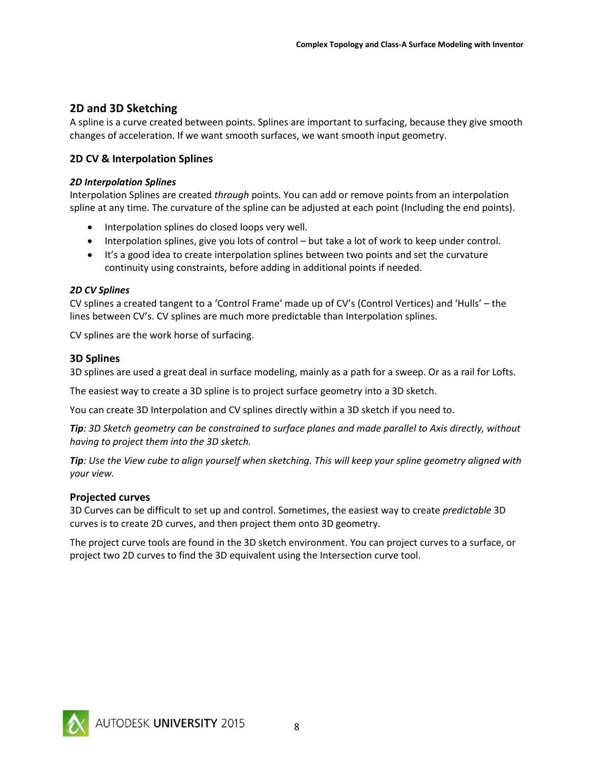## 2D and 3D Sketching

A spline is a curve created between points. Splines are important to surfacing, because they give smooth changes of acceleration. If we want smooth surfaces, we want smooth input geometry.

### 2D CV & Interpolation Splines

#### *2D Interpolation Splines*

Interpolation Splines are created *through* points. You can add or remove points from an interpolation spline at any time. The curvature of the spline can be adjusted at each point (Including the end points).

- Interpolation splines do closed loops very well.
- Interpolation splines, give you lots of control – but take a lot of work to keep under control.
- It's a good idea to create interpolation splines between two points and set the curvature continuity using constraints, before adding in additional points if needed.

#### *2D CV Splines*

CV splines a created tangent to a 'Control Frame' made up of CV's (Control Vertices) and 'Hulls' – the lines between CV's. CV splines are much more predictable than Interpolation splines.

CV splines are the work horse of surfacing.

### 3D Splines

3D splines are used a great deal in surface modeling, mainly as a path for a sweep. Or as a rail for Lofts.

The easiest way to create a 3D spline is to project surface geometry into a 3D sketch.

You can create 3D Interpolation and CV splines directly within a 3D sketch if you need to.

***Tip****: 3D Sketch geometry can be constrained to surface planes and made parallel to Axis directly, without having to project them into the 3D sketch.*

***Tip****: Use the View cube to align yourself when sketching. This will keep your spline geometry aligned with your view.*

### Projected curves

3D Curves can be difficult to set up and control. Sometimes, the easiest way to create *predictable* 3D curves is to create 2D curves, and then project them onto 3D geometry.

The project curve tools are found in the 3D sketch environment. You can project curves to a surface, or project two 2D curves to find the 3D equivalent using the Intersection curve tool.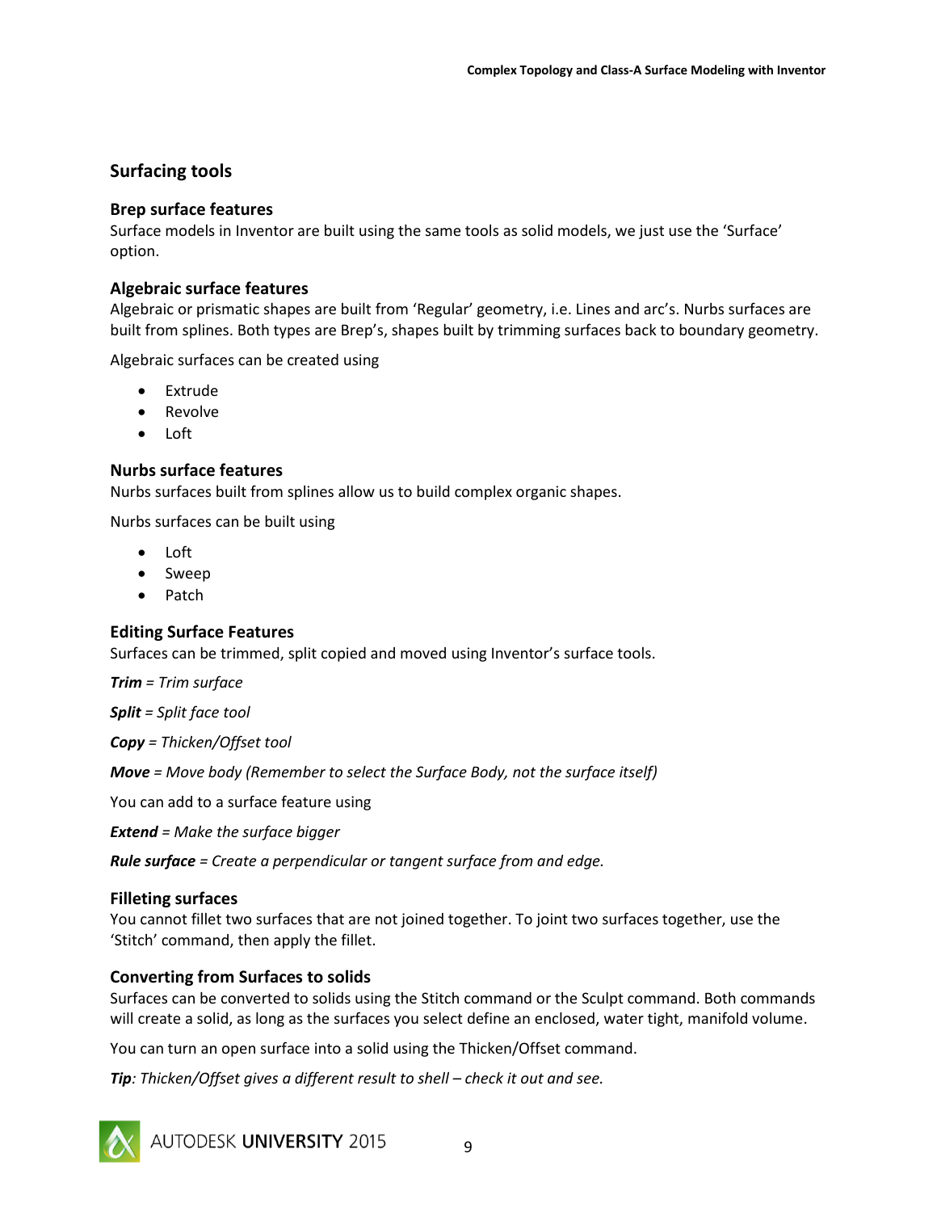## Surfacing tools

### Brep surface features

Surface models in Inventor are built using the same tools as solid models, we just use the 'Surface' option.

### Algebraic surface features

Algebraic or prismatic shapes are built from 'Regular' geometry, i.e. Lines and arc's. Nurbs surfaces are built from splines. Both types are Brep's, shapes built by trimming surfaces back to boundary geometry.

Algebraic surfaces can be created using

- Extrude
- Revolve
- Loft

### Nurbs surface features

Nurbs surfaces built from splines allow us to build complex organic shapes.

Nurbs surfaces can be built using

- Loft
- Sweep
- Patch

### Editing Surface Features

Surfaces can be trimmed, split copied and moved using Inventor's surface tools.

***Trim*** *= Trim surface*

***Split*** *= Split face tool*

***Copy*** *= Thicken/Offset tool*

***Move*** *= Move body (Remember to select the Surface Body, not the surface itself)*

You can add to a surface feature using

***Extend*** *= Make the surface bigger*

***Rule surface*** *= Create a perpendicular or tangent surface from and edge.*

### Filleting surfaces

You cannot fillet two surfaces that are not joined together. To joint two surfaces together, use the 'Stitch' command, then apply the fillet.

### Converting from Surfaces to solids

Surfaces can be converted to solids using the Stitch command or the Sculpt command. Both commands will create a solid, as long as the surfaces you select define an enclosed, water tight, manifold volume.

You can turn an open surface into a solid using the Thicken/Offset command.

***Tip****: Thicken/Offset gives a different result to shell – check it out and see.*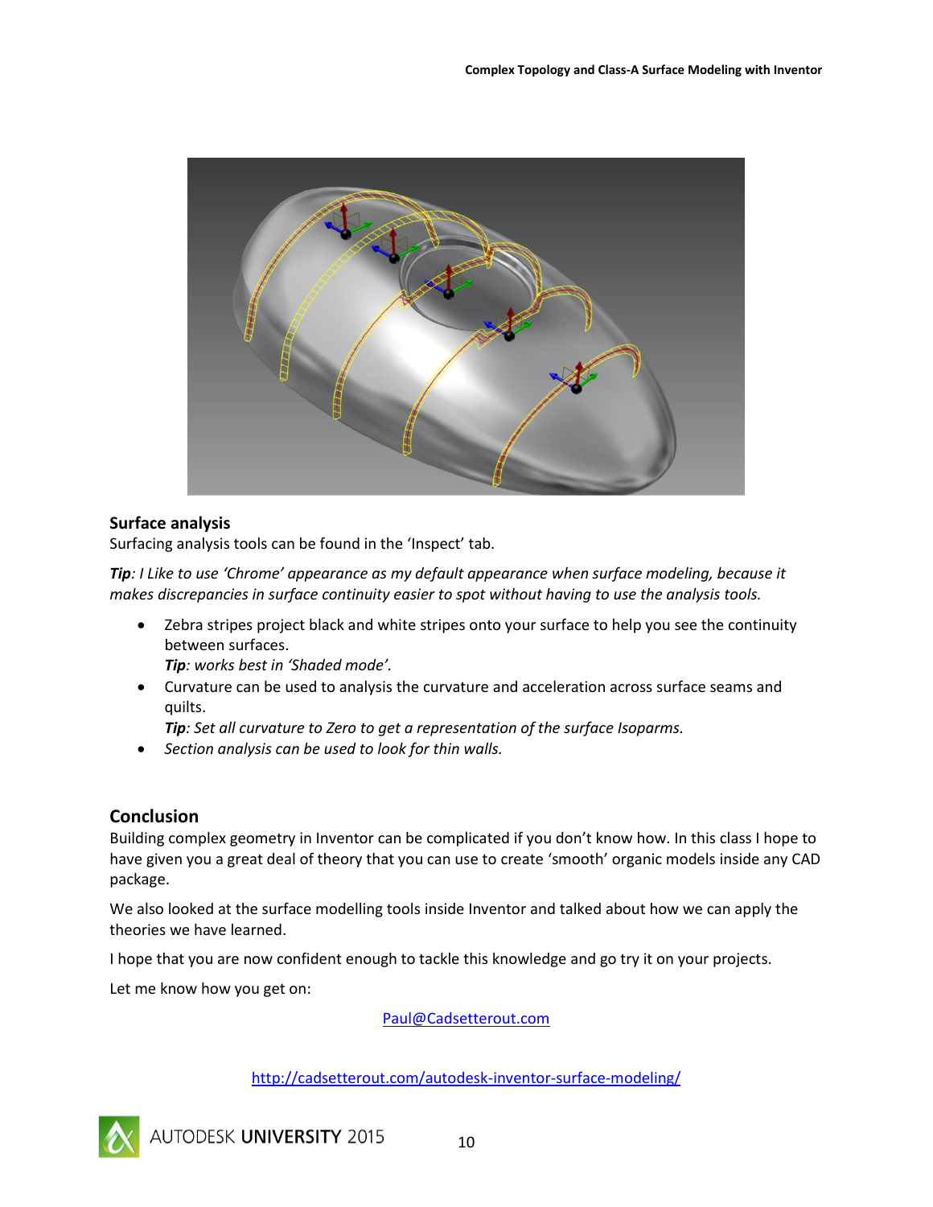## Surface analysis

Surfacing analysis tools can be found in the 'Inspect' tab.

***Tip****: I Like to use 'Chrome' appearance as my default appearance when surface modeling, because it makes discrepancies in surface continuity easier to spot without having to use the analysis tools.*

- Zebra stripes project black and white stripes onto your surface to help you see the continuity between surfaces.
  ***Tip****: works best in 'Shaded mode'.*
- Curvature can be used to analysis the curvature and acceleration across surface seams and quilts.
  ***Tip****: Set all curvature to Zero to get a representation of the surface Isoparms.*
- *Section analysis can be used to look for thin walls.*

## Conclusion

Building complex geometry in Inventor can be complicated if you don't know how. In this class I hope to have given you a great deal of theory that you can use to create 'smooth' organic models inside any CAD package.

We also looked at the surface modelling tools inside Inventor and talked about how we can apply the theories we have learned.

I hope that you are now confident enough to tackle this knowledge and go try it on your projects.

Let me know how you get on:

Paul@Cadsetterout.com

http://cadsetterout.com/autodesk-inventor-surface-modeling/